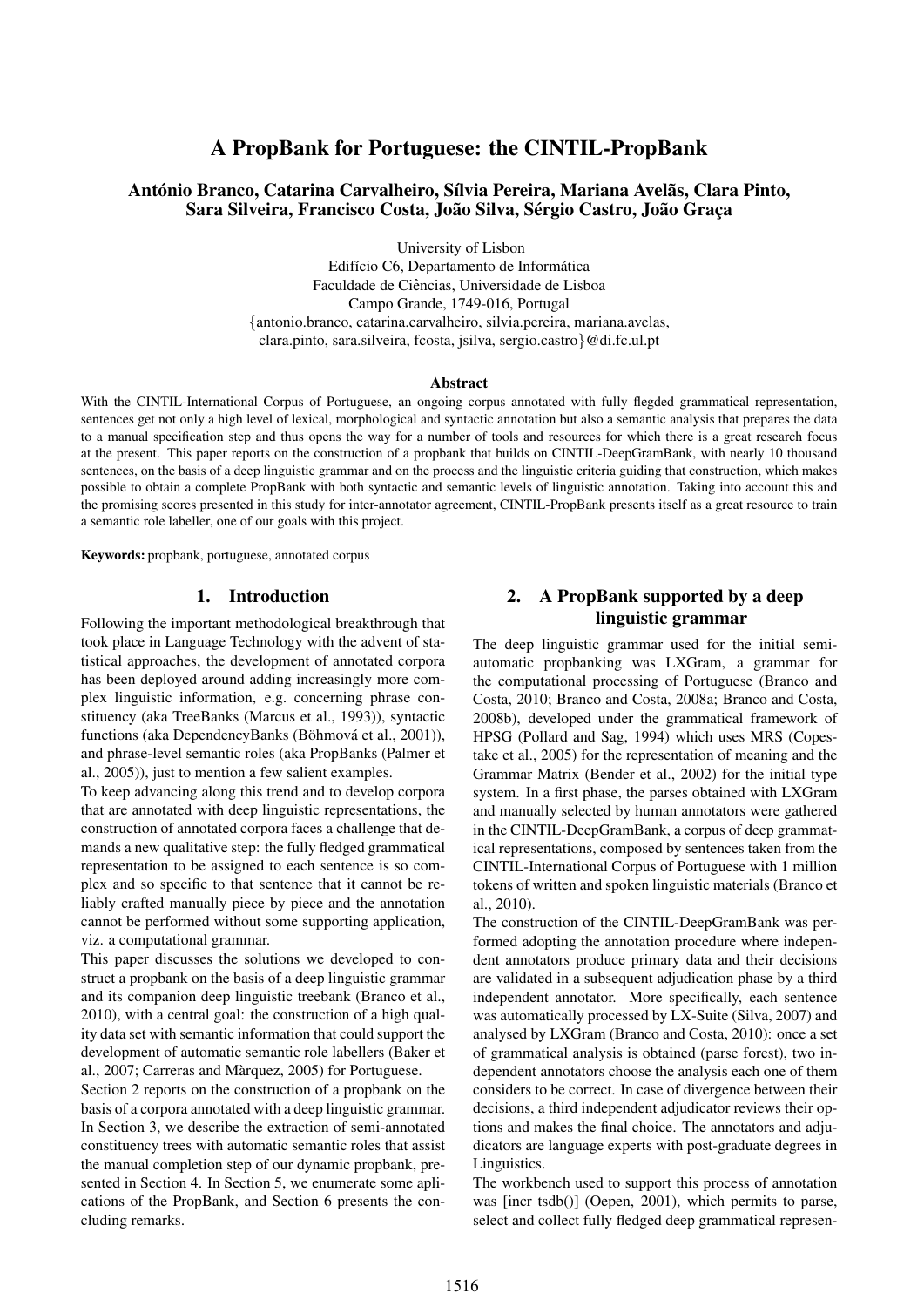// A PropBank for Portuguese: the CINTIL-PropBank

**António Branco, Catarina Carvalheiro, Sílvia Pereira, Mariana Avelãs, Clara Pinto, Sara Silveira, Francisco Costa, João Silva, Sérgio Castro, João Graça**

University of Lisbon
Edifício C6, Departamento de Informática
Faculdade de Ciências, Universidade de Lisboa
Campo Grande, 1749-016, Portugal
{antonio.branco, catarina.carvalheiro, silvia.pereira, mariana.avelas, clara.pinto, sara.silveira, fcosta, jsilva, sergio.castro}@di.fc.ul.pt

### Abstract

With the CINTIL-International Corpus of Portuguese, an ongoing corpus annotated with fully flegded grammatical representation, sentences get not only a high level of lexical, morphological and syntactic annotation but also a semantic analysis that prepares the data to a manual specification step and thus opens the way for a number of tools and resources for which there is a great research focus at the present. This paper reports on the construction of a propbank that builds on CINTIL-DeepGramBank, with nearly 10 thousand sentences, on the basis of a deep linguistic grammar and on the process and the linguistic criteria guiding that construction, which makes possible to obtain a complete PropBank with both syntactic and semantic levels of linguistic annotation. Taking into account this and the promising scores presented in this study for inter-annotator agreement, CINTIL-PropBank presents itself as a great resource to train a semantic role labeller, one of our goals with this project.

**Keywords:** propbank, portuguese, annotated corpus

## 1. Introduction

Following the important methodological breakthrough that took place in Language Technology with the advent of statistical approaches, the development of annotated corpora has been deployed around adding increasingly more complex linguistic information, e.g. concerning phrase constituency (aka TreeBanks (Marcus et al., 1993)), syntactic functions (aka DependencyBanks (Böhmová et al., 2001)), and phrase-level semantic roles (aka PropBanks (Palmer et al., 2005)), just to mention a few salient examples.

To keep advancing along this trend and to develop corpora that are annotated with deep linguistic representations, the construction of annotated corpora faces a challenge that demands a new qualitative step: the fully fledged grammatical representation to be assigned to each sentence is so complex and so specific to that sentence that it cannot be reliably crafted manually piece by piece and the annotation cannot be performed without some supporting application, viz. a computational grammar.

This paper discusses the solutions we developed to construct a propbank on the basis of a deep linguistic grammar and its companion deep linguistic treebank (Branco et al., 2010), with a central goal: the construction of a high quality data set with semantic information that could support the development of automatic semantic role labellers (Baker et al., 2007; Carreras and Màrquez, 2005) for Portuguese.

Section 2 reports on the construction of a propbank on the basis of a corpora annotated with a deep linguistic grammar. In Section 3, we describe the extraction of semi-annotated constituency trees with automatic semantic roles that assist the manual completion step of our dynamic propbank, presented in Section 4. In Section 5, we enumerate some aplications of the PropBank, and Section 6 presents the concluding remarks.

## 2. A PropBank supported by a deep linguistic grammar

The deep linguistic grammar used for the initial semi-automatic propbanking was LXGram, a grammar for the computational processing of Portuguese (Branco and Costa, 2010; Branco and Costa, 2008a; Branco and Costa, 2008b), developed under the grammatical framework of HPSG (Pollard and Sag, 1994) which uses MRS (Copestake et al., 2005) for the representation of meaning and the Grammar Matrix (Bender et al., 2002) for the initial type system. In a first phase, the parses obtained with LXGram and manually selected by human annotators were gathered in the CINTIL-DeepGramBank, a corpus of deep grammatical representations, composed by sentences taken from the CINTIL-International Corpus of Portuguese with 1 million tokens of written and spoken linguistic materials (Branco et al., 2010).

The construction of the CINTIL-DeepGramBank was performed adopting the annotation procedure where independent annotators produce primary data and their decisions are validated in a subsequent adjudication phase by a third independent annotator. More specifically, each sentence was automatically processed by LX-Suite (Silva, 2007) and analysed by LXGram (Branco and Costa, 2010): once a set of grammatical analysis is obtained (parse forest), two independent annotators choose the analysis each one of them considers to be correct. In case of divergence between their decisions, a third independent adjudicator reviews their options and makes the final choice. The annotators and adjudicators are language experts with post-graduate degrees in Linguistics.

The workbench used to support this process of annotation was [incr tsdb()] (Oepen, 2001), which permits to parse, select and collect fully fledged deep grammatical represen-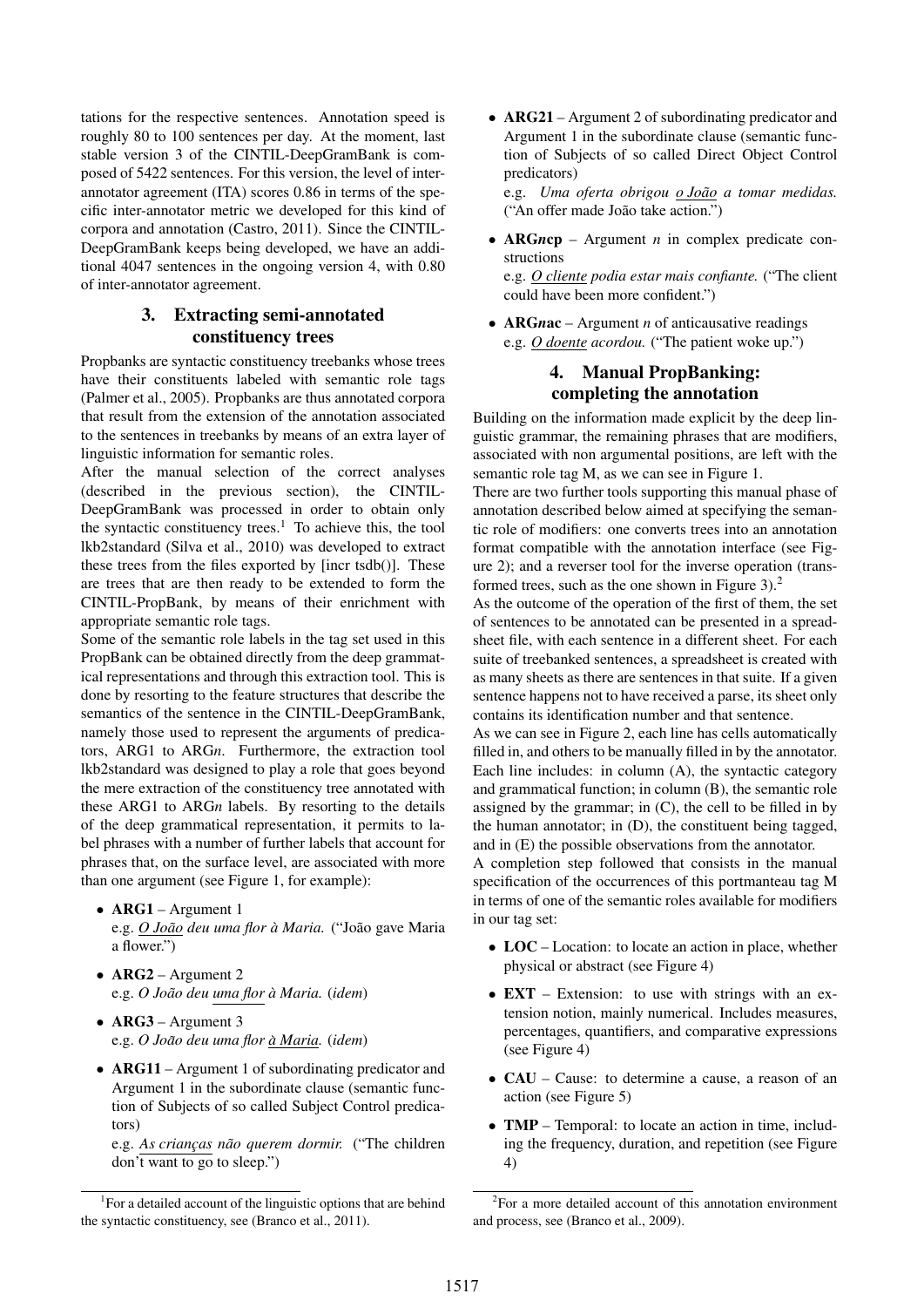tations for the respective sentences. Annotation speed is roughly 80 to 100 sentences per day. At the moment, last stable version 3 of the CINTIL-DeepGramBank is composed of 5422 sentences. For this version, the level of inter-annotator agreement (ITA) scores 0.86 in terms of the specific inter-annotator metric we developed for this kind of corpora and annotation (Castro, 2011). Since the CINTIL-DeepGramBank keeps being developed, we have an additional 4047 sentences in the ongoing version 4, with 0.80 of inter-annotator agreement.

## 3. Extracting semi-annotated constituency trees

Propbanks are syntactic constituency treebanks whose trees have their constituents labeled with semantic role tags (Palmer et al., 2005). Propbanks are thus annotated corpora that result from the extension of the annotation associated to the sentences in treebanks by means of an extra layer of linguistic information for semantic roles.

After the manual selection of the correct analyses (described in the previous section), the CINTIL-DeepGramBank was processed in order to obtain only the syntactic constituency trees.[1] To achieve this, the tool lkb2standard (Silva et al., 2010) was developed to extract these trees from the files exported by [incr tsdb()]. These are trees that are then ready to be extended to form the CINTIL-PropBank, by means of their enrichment with appropriate semantic role tags.

Some of the semantic role labels in the tag set used in this PropBank can be obtained directly from the deep grammatical representations and through this extraction tool. This is done by resorting to the feature structures that describe the semantics of the sentence in the CINTIL-DeepGramBank, namely those used to represent the arguments of predicators, ARG1 to ARG*n*. Furthermore, the extraction tool lkb2standard was designed to play a role that goes beyond the mere extraction of the constituency tree annotated with these ARG1 to ARG*n* labels. By resorting to the details of the deep grammatical representation, it permits to label phrases with a number of further labels that account for phrases that, on the surface level, are associated with more than one argument (see Figure 1, for example):

- **ARG1** – Argument 1
  e.g. *<u>O João</u> deu uma flor à Maria.* ("João gave Maria a flower.")
- **ARG2** – Argument 2
  e.g. *O João deu <u>uma flor</u> à Maria.* (*idem*)
- **ARG3** – Argument 3
  e.g. *O João deu uma flor <u>à Maria</u>.* (*idem*)
- **ARG11** – Argument 1 of subordinating predicator and Argument 1 in the subordinate clause (semantic function of Subjects of so called Subject Control predicators)
  e.g. *<u>As crianças</u> não querem dormir.* ("The children don't want to go to sleep.")
- **ARG21** – Argument 2 of subordinating predicator and Argument 1 in the subordinate clause (semantic function of Subjects of so called Direct Object Control predicators)
  e.g. *Uma oferta obrigou <u>o João</u> a tomar medidas.* ("An offer made João take action.")
- **ARG*n*cp** – Argument *n* in complex predicate constructions
  e.g. *<u>O cliente</u> podia estar mais confiante.* ("The client could have been more confident.")
- **ARG*n*ac** – Argument *n* of anticausative readings
  e.g. *<u>O doente</u> acordou.* ("The patient woke up.")

## 4. Manual PropBanking: completing the annotation

Building on the information made explicit by the deep linguistic grammar, the remaining phrases that are modifiers, associated with non argumental positions, are left with the semantic role tag M, as we can see in Figure 1.

There are two further tools supporting this manual phase of annotation described below aimed at specifying the semantic role of modifiers: one converts trees into an annotation format compatible with the annotation interface (see Figure 2); and a reverser tool for the inverse operation (transformed trees, such as the one shown in Figure 3).[2]

As the outcome of the operation of the first of them, the set of sentences to be annotated can be presented in a spreadsheet file, with each sentence in a different sheet. For each suite of treebanked sentences, a spreadsheet is created with as many sheets as there are sentences in that suite. If a given sentence happens not to have received a parse, its sheet only contains its identification number and that sentence.

As we can see in Figure 2, each line has cells automatically filled in, and others to be manually filled in by the annotator. Each line includes: in column (A), the syntactic category and grammatical function; in column (B), the semantic role assigned by the grammar; in (C), the cell to be filled in by the human annotator; in (D), the constituent being tagged, and in (E) the possible observations from the annotator.

A completion step followed that consists in the manual specification of the occurrences of this portmanteau tag M in terms of one of the semantic roles available for modifiers in our tag set:

- **LOC** – Location: to locate an action in place, whether physical or abstract (see Figure 4)
- **EXT** – Extension: to use with strings with an extension notion, mainly numerical. Includes measures, percentages, quantifiers, and comparative expressions (see Figure 4)
- **CAU** – Cause: to determine a cause, a reason of an action (see Figure 5)
- **TMP** – Temporal: to locate an action in time, including the frequency, duration, and repetition (see Figure 4)

[1] For a detailed account of the linguistic options that are behind the syntactic constituency, see (Branco et al., 2011).

[2] For a more detailed account of this annotation environment and process, see (Branco et al., 2009).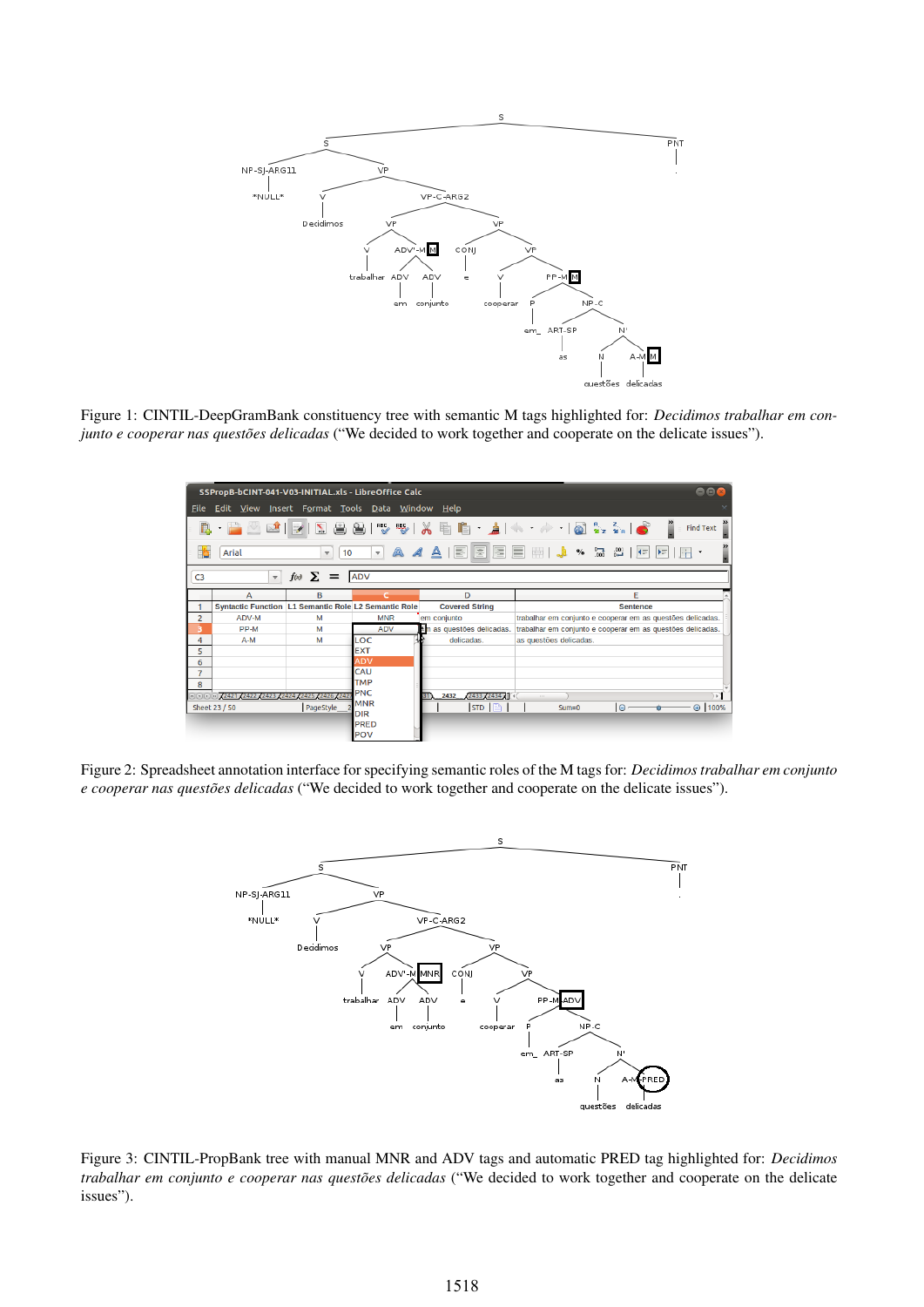Figure 1: CINTIL-DeepGramBank constituency tree with semantic M tags highlighted for: *Decidimos trabalhar em conjunto e cooperar nas questões delicadas* (“We decided to work together and cooperate on the delicate issues”).

Figure 2: Spreadsheet annotation interface for specifying semantic roles of the M tags for: *Decidimos trabalhar em conjunto e cooperar nas questões delicadas* (“We decided to work together and cooperate on the delicate issues”).

Figure 3: CINTIL-PropBank tree with manual MNR and ADV tags and automatic PRED tag highlighted for: *Decidimos trabalhar em conjunto e cooperar nas questões delicadas* (“We decided to work together and cooperate on the delicate issues”).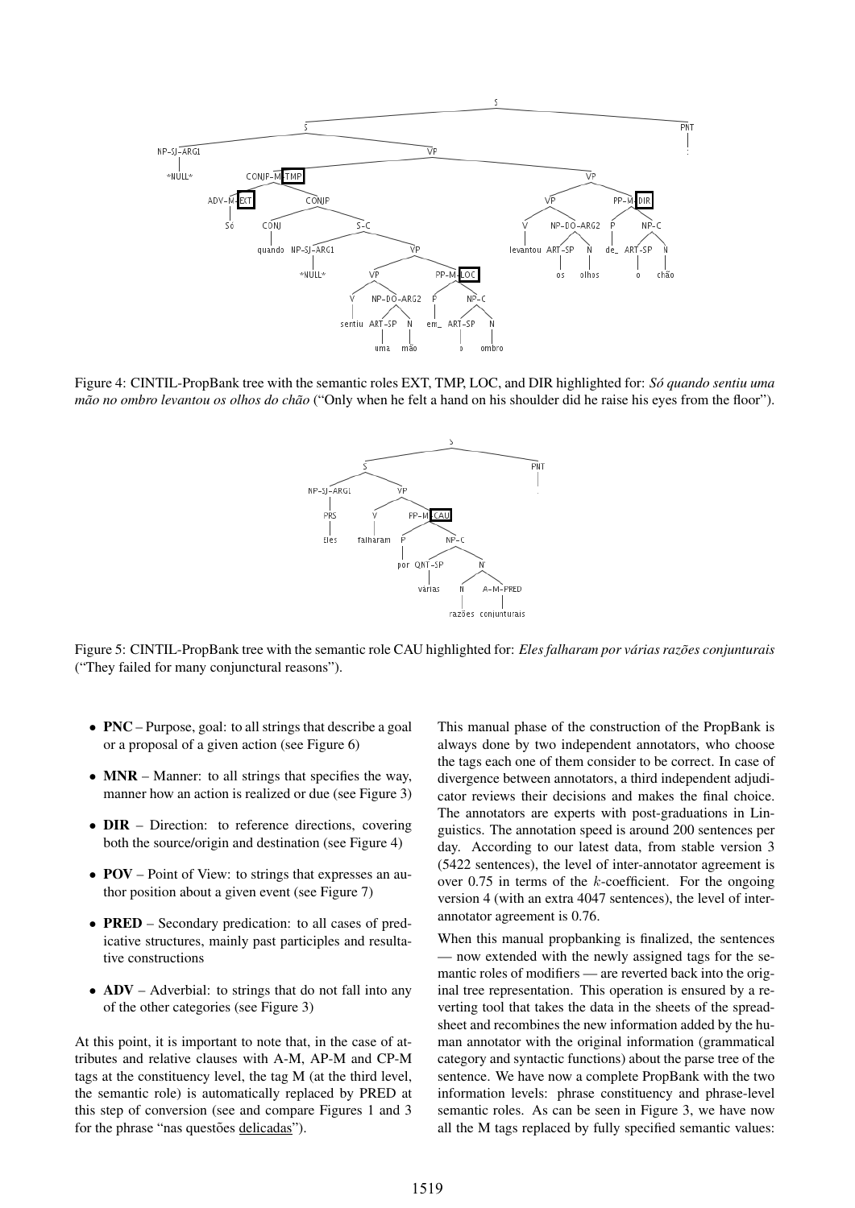Figure 4: CINTIL-PropBank tree with the semantic roles EXT, TMP, LOC, and DIR highlighted for: *Só quando sentiu uma mão no ombro levantou os olhos do chão* ("Only when he felt a hand on his shoulder did he raise his eyes from the floor").

Figure 5: CINTIL-PropBank tree with the semantic role CAU highlighted for: *Eles falharam por várias razões conjunturais* ("They failed for many conjunctural reasons").

- **PNC** – Purpose, goal: to all strings that describe a goal or a proposal of a given action (see Figure 6)
- **MNR** – Manner: to all strings that specifies the way, manner how an action is realized or due (see Figure 3)
- **DIR** – Direction: to reference directions, covering both the source/origin and destination (see Figure 4)
- **POV** – Point of View: to strings that expresses an author position about a given event (see Figure 7)
- **PRED** – Secondary predication: to all cases of predicative structures, mainly past participles and resultative constructions
- **ADV** – Adverbial: to strings that do not fall into any of the other categories (see Figure 3)

At this point, it is important to note that, in the case of attributes and relative clauses with A-M, AP-M and CP-M tags at the constituency level, the tag M (at the third level, the semantic role) is automatically replaced by PRED at this step of conversion (see and compare Figures 1 and 3 for the phrase "nas questões delicadas").

This manual phase of the construction of the PropBank is always done by two independent annotators, who choose the tags each one of them consider to be correct. In case of divergence between annotators, a third independent adjudicator reviews their decisions and makes the final choice. The annotators are experts with post-graduations in Linguistics. The annotation speed is around 200 sentences per day. According to our latest data, from stable version 3 (5422 sentences), the level of inter-annotator agreement is over 0.75 in terms of the $k$-coefficient. For the ongoing version 4 (with an extra 4047 sentences), the level of inter-annotator agreement is 0.76.

When this manual propbanking is finalized, the sentences — now extended with the newly assigned tags for the semantic roles of modifiers — are reverted back into the original tree representation. This operation is ensured by a reverting tool that takes the data in the sheets of the spreadsheet and recombines the new information added by the human annotator with the original information (grammatical category and syntactic functions) about the parse tree of the sentence. We have now a complete PropBank with the two information levels: phrase constituency and phrase-level semantic roles. As can be seen in Figure 3, we have now all the M tags replaced by fully specified semantic values: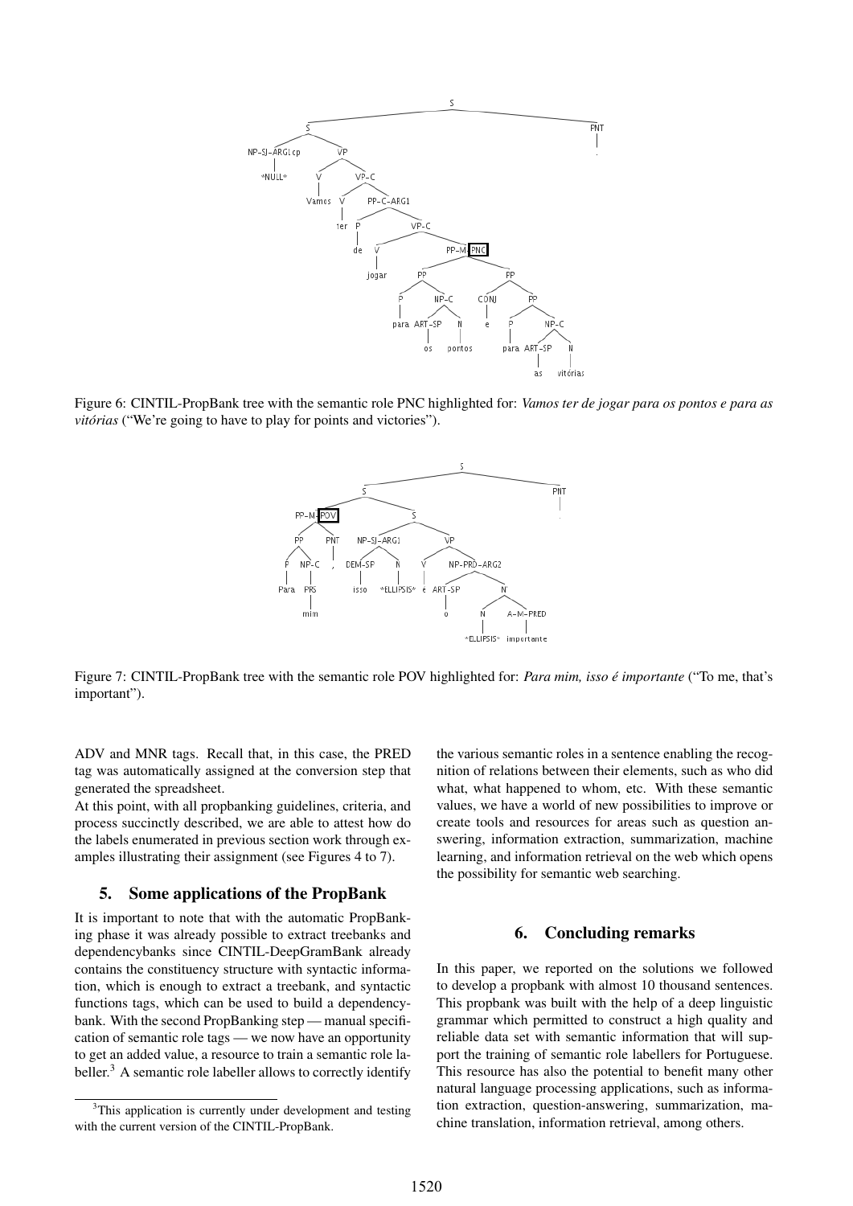Figure 6: CINTIL-PropBank tree with the semantic role PNC highlighted for: *Vamos ter de jogar para os pontos e para as vitórias* ("We're going to have to play for points and victories").

Figure 7: CINTIL-PropBank tree with the semantic role POV highlighted for: *Para mim, isso é importante* ("To me, that's important").

ADV and MNR tags. Recall that, in this case, the PRED tag was automatically assigned at the conversion step that generated the spreadsheet.

At this point, with all propbanking guidelines, criteria, and process succinctly described, we are able to attest how do the labels enumerated in previous section work through examples illustrating their assignment (see Figures 4 to 7).

## 5. Some applications of the PropBank

It is important to note that with the automatic PropBanking phase it was already possible to extract treebanks and dependencybanks since CINTIL-DeepGramBank already contains the constituency structure with syntactic information, which is enough to extract a treebank, and syntactic functions tags, which can be used to build a dependencybank. With the second PropBanking step — manual specification of semantic role tags — we now have an opportunity to get an added value, a resource to train a semantic role labeller.[3] A semantic role labeller allows to correctly identify the various semantic roles in a sentence enabling the recognition of relations between their elements, such as who did what, what happened to whom, etc. With these semantic values, we have a world of new possibilities to improve or create tools and resources for areas such as question answering, information extraction, summarization, machine learning, and information retrieval on the web which opens the possibility for semantic web searching.

## 6. Concluding remarks

In this paper, we reported on the solutions we followed to develop a propbank with almost 10 thousand sentences. This propbank was built with the help of a deep linguistic grammar which permitted to construct a high quality and reliable data set with semantic information that will support the training of semantic role labellers for Portuguese. This resource has also the potential to benefit many other natural language processing applications, such as information extraction, question-answering, summarization, machine translation, information retrieval, among others.

[3] This application is currently under development and testing with the current version of the CINTIL-PropBank.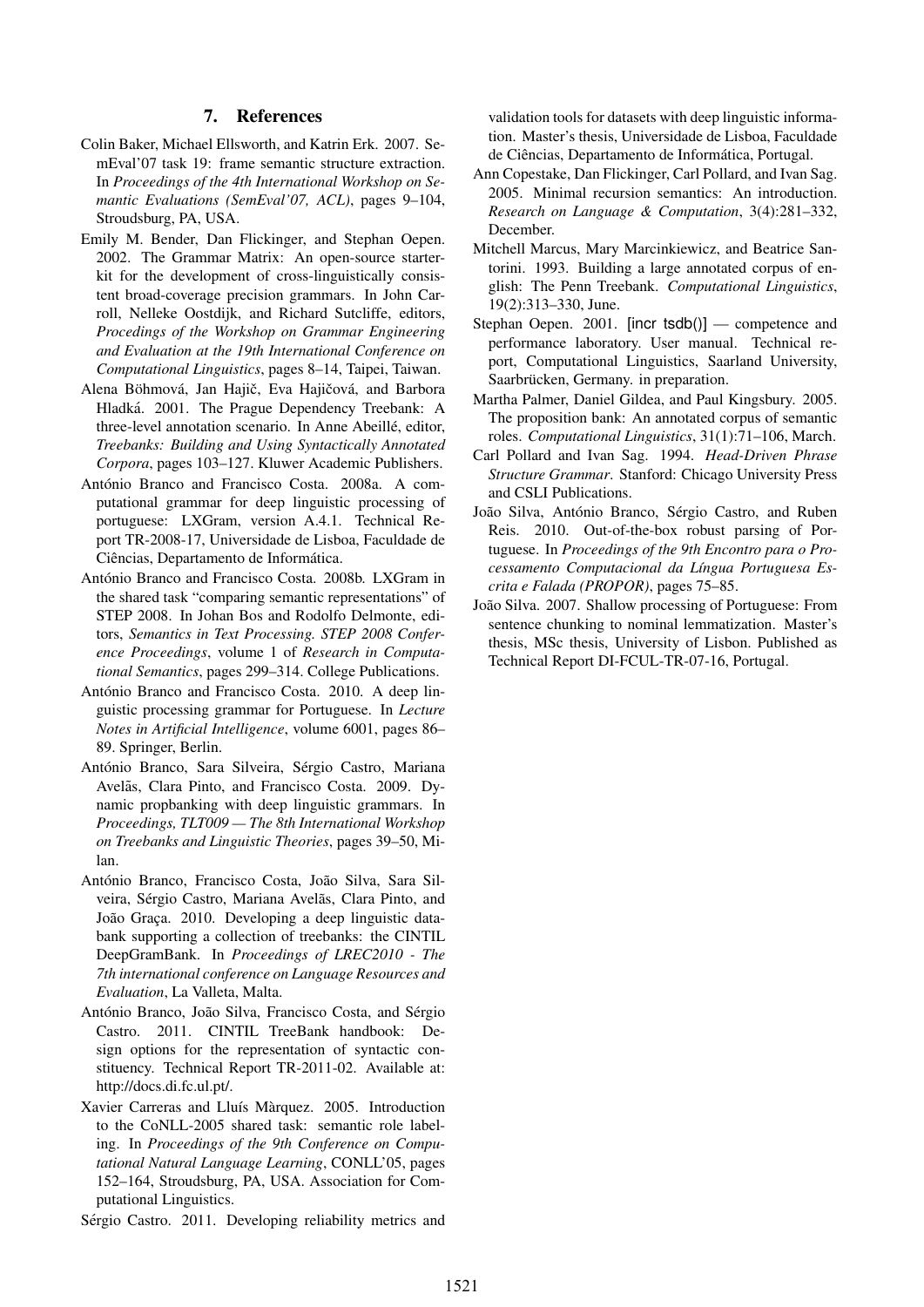## 7. References

Colin Baker, Michael Ellsworth, and Katrin Erk. 2007. SemEval'07 task 19: frame semantic structure extraction. In *Proceedings of the 4th International Workshop on Semantic Evaluations (SemEval'07, ACL)*, pages 9–104, Stroudsburg, PA, USA.

Emily M. Bender, Dan Flickinger, and Stephan Oepen. 2002. The Grammar Matrix: An open-source starter-kit for the development of cross-linguistically consistent broad-coverage precision grammars. In John Carroll, Nelleke Oostdijk, and Richard Sutcliffe, editors, *Procedings of the Workshop on Grammar Engineering and Evaluation at the 19th International Conference on Computational Linguistics*, pages 8–14, Taipei, Taiwan.

Alena Böhmová, Jan Hajič, Eva Hajičová, and Barbora Hladká. 2001. The Prague Dependency Treebank: A three-level annotation scenario. In Anne Abeillé, editor, *Treebanks: Building and Using Syntactically Annotated Corpora*, pages 103–127. Kluwer Academic Publishers.

António Branco and Francisco Costa. 2008a. A computational grammar for deep linguistic processing of portuguese: LXGram, version A.4.1. Technical Report TR-2008-17, Universidade de Lisboa, Faculdade de Ciências, Departamento de Informática.

António Branco and Francisco Costa. 2008b. LXGram in the shared task "comparing semantic representations" of STEP 2008. In Johan Bos and Rodolfo Delmonte, editors, *Semantics in Text Processing. STEP 2008 Conference Proceedings*, volume 1 of *Research in Computational Semantics*, pages 299–314. College Publications.

António Branco and Francisco Costa. 2010. A deep linguistic processing grammar for Portuguese. In *Lecture Notes in Artificial Intelligence*, volume 6001, pages 86–89. Springer, Berlin.

António Branco, Sara Silveira, Sérgio Castro, Mariana Avelãs, Clara Pinto, and Francisco Costa. 2009. Dynamic propbanking with deep linguistic grammars. In *Proceedings, TLT009 — The 8th International Workshop on Treebanks and Linguistic Theories*, pages 39–50, Milan.

António Branco, Francisco Costa, João Silva, Sara Silveira, Sérgio Castro, Mariana Avelãs, Clara Pinto, and João Graça. 2010. Developing a deep linguistic databank supporting a collection of treebanks: the CINTIL DeepGramBank. In *Proceedings of LREC2010 - The 7th international conference on Language Resources and Evaluation*, La Valleta, Malta.

António Branco, João Silva, Francisco Costa, and Sérgio Castro. 2011. CINTIL TreeBank handbook: Design options for the representation of syntactic constituency. Technical Report TR-2011-02. Available at: http://docs.di.fc.ul.pt/.

Xavier Carreras and Lluís Màrquez. 2005. Introduction to the CoNLL-2005 shared task: semantic role labeling. In *Proceedings of the 9th Conference on Computational Natural Language Learning*, CONLL'05, pages 152–164, Stroudsburg, PA, USA. Association for Computational Linguistics.

Sérgio Castro. 2011. Developing reliability metrics and validation tools for datasets with deep linguistic information. Master's thesis, Universidade de Lisboa, Faculdade de Ciências, Departamento de Informática, Portugal.

Ann Copestake, Dan Flickinger, Carl Pollard, and Ivan Sag. 2005. Minimal recursion semantics: An introduction. *Research on Language & Computation*, 3(4):281–332, December.

Mitchell Marcus, Mary Marcinkiewicz, and Beatrice Santorini. 1993. Building a large annotated corpus of english: The Penn Treebank. *Computational Linguistics*, 19(2):313–330, June.

Stephan Oepen. 2001. [incr tsdb()] — competence and performance laboratory. User manual. Technical report, Computational Linguistics, Saarland University, Saarbrücken, Germany. in preparation.

Martha Palmer, Daniel Gildea, and Paul Kingsbury. 2005. The proposition bank: An annotated corpus of semantic roles. *Computational Linguistics*, 31(1):71–106, March.

Carl Pollard and Ivan Sag. 1994. *Head-Driven Phrase Structure Grammar*. Stanford: Chicago University Press and CSLI Publications.

João Silva, António Branco, Sérgio Castro, and Ruben Reis. 2010. Out-of-the-box robust parsing of Portuguese. In *Proceedings of the 9th Encontro para o Processamento Computacional da Língua Portuguesa Escrita e Falada (PROPOR)*, pages 75–85.

João Silva. 2007. Shallow processing of Portuguese: From sentence chunking to nominal lemmatization. Master's thesis, MSc thesis, University of Lisbon. Published as Technical Report DI-FCUL-TR-07-16, Portugal.